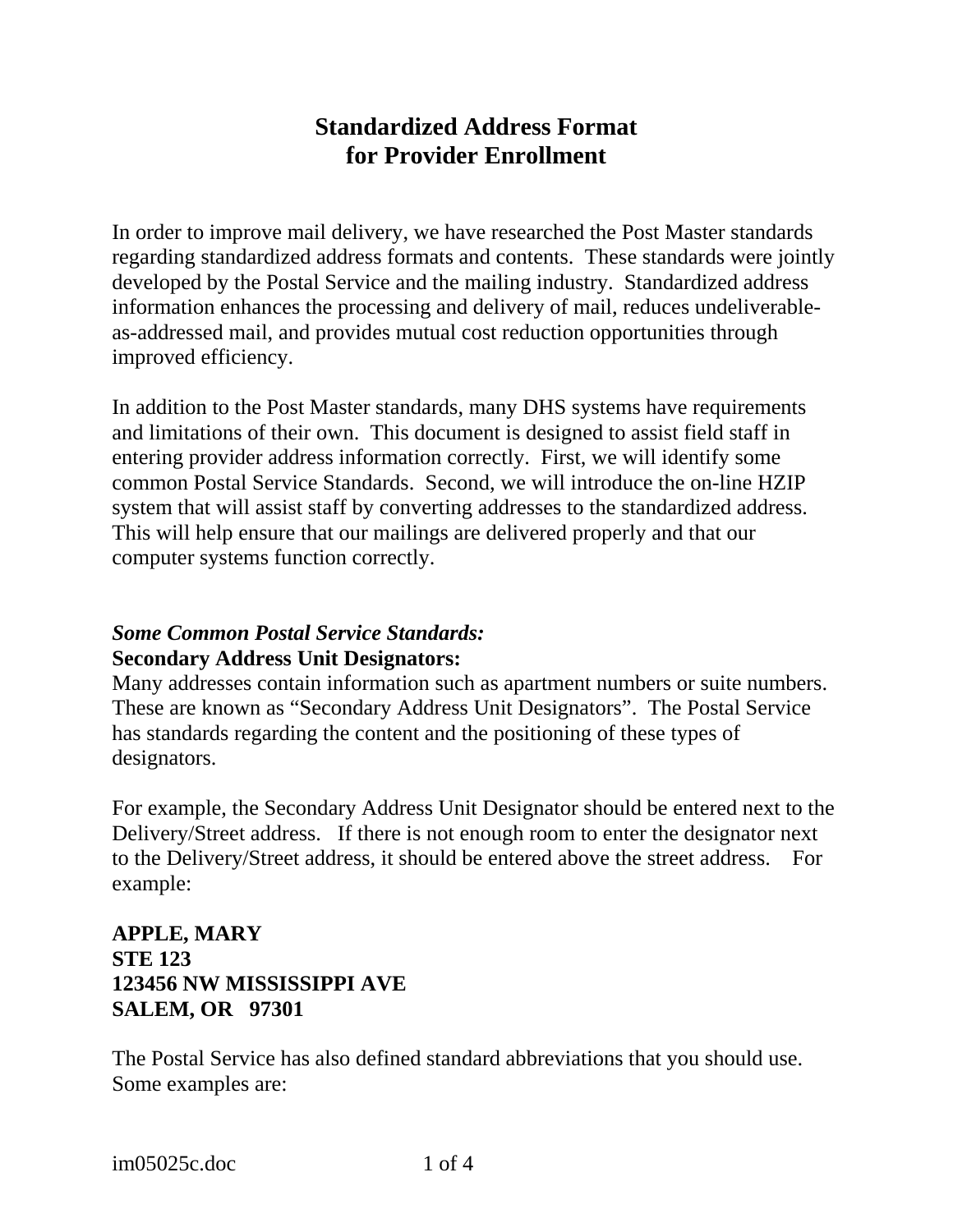# Standardized Address Format for Provider Enrollment

In order to improve mail delivery, we have researched the Post Master standards regarding standardized address formats and contents. These standards were jointly developed by the Postal Service and the mailing industry. Standardized address information enhances the processing and delivery of mail, reduces undeliverable-as-addressed mail, and provides mutual cost reduction opportunities through improved efficiency.

In addition to the Post Master standards, many DHS systems have requirements and limitations of their own. This document is designed to assist field staff in entering provider address information correctly. First, we will identify some common Postal Service Standards. Second, we will introduce the on-line HZIP system that will assist staff by converting addresses to the standardized address. This will help ensure that our mailings are delivered properly and that our computer systems function correctly.

## ***Some Common Postal Service Standards:***

### Secondary Address Unit Designators:

Many addresses contain information such as apartment numbers or suite numbers. These are known as "Secondary Address Unit Designators". The Postal Service has standards regarding the content and the positioning of these types of designators.

For example, the Secondary Address Unit Designator should be entered next to the Delivery/Street address. If there is not enough room to enter the designator next to the Delivery/Street address, it should be entered above the street address. For example:

**APPLE, MARY**
**STE 123**
**123456 NW MISSISSIPPI AVE**
**SALEM, OR 97301**

The Postal Service has also defined standard abbreviations that you should use. Some examples are: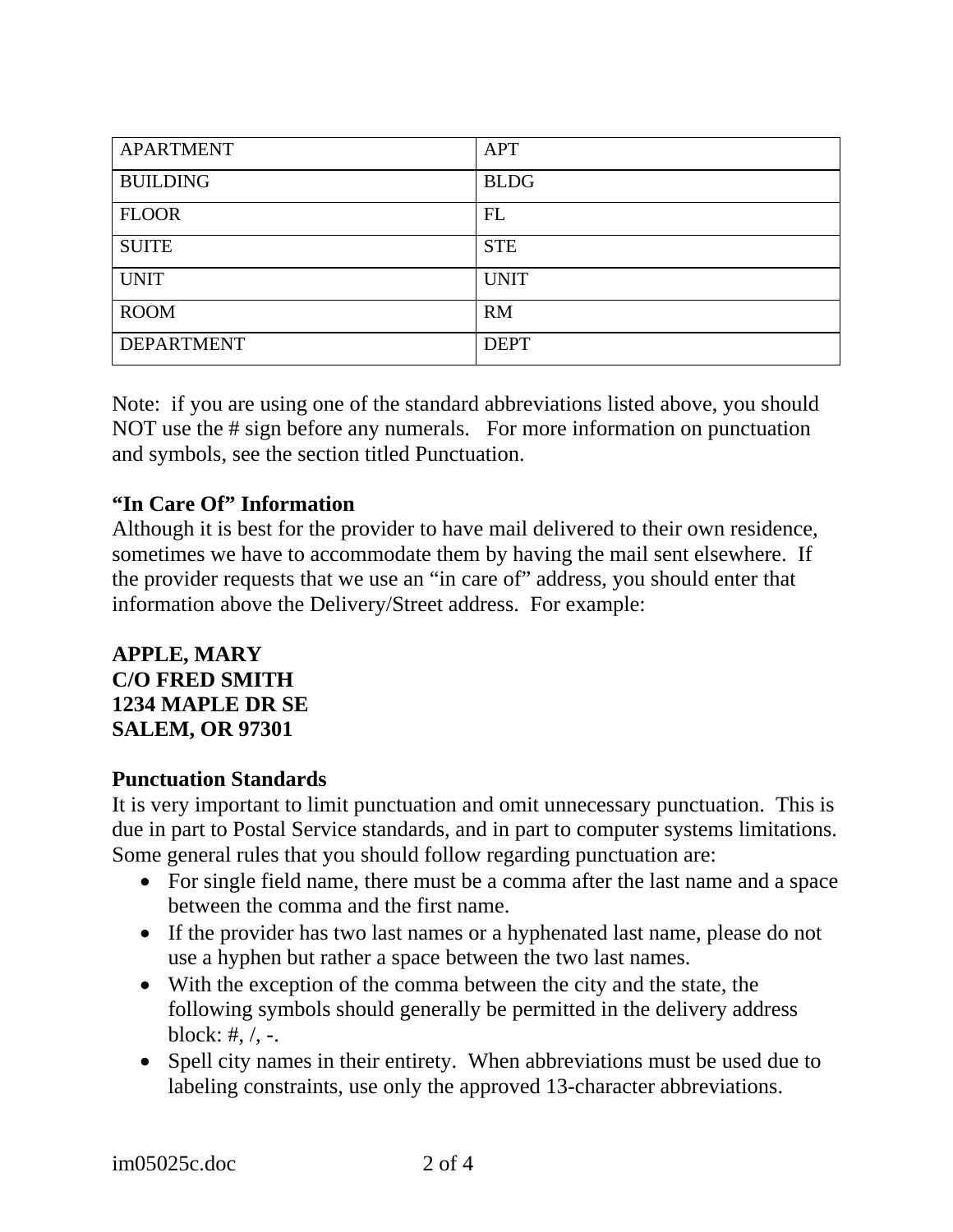| APARTMENT | APT |
| --- | --- |
| BUILDING | BLDG |
| FLOOR | FL |
| SUITE | STE |
| UNIT | UNIT |
| ROOM | RM |
| DEPARTMENT | DEPT |

Note: if you are using one of the standard abbreviations listed above, you should NOT use the # sign before any numerals. For more information on punctuation and symbols, see the section titled Punctuation.

**"In Care Of" Information**

Although it is best for the provider to have mail delivered to their own residence, sometimes we have to accommodate them by having the mail sent elsewhere. If the provider requests that we use an "in care of" address, you should enter that information above the Delivery/Street address. For example:

**APPLE, MARY**
**C/O FRED SMITH**
**1234 MAPLE DR SE**
**SALEM, OR 97301**

**Punctuation Standards**

It is very important to limit punctuation and omit unnecessary punctuation. This is due in part to Postal Service standards, and in part to computer systems limitations. Some general rules that you should follow regarding punctuation are:

- For single field name, there must be a comma after the last name and a space between the comma and the first name.
- If the provider has two last names or a hyphenated last name, please do not use a hyphen but rather a space between the two last names.
- With the exception of the comma between the city and the state, the following symbols should generally be permitted in the delivery address block: #, /, -.
- Spell city names in their entirety. When abbreviations must be used due to labeling constraints, use only the approved 13-character abbreviations.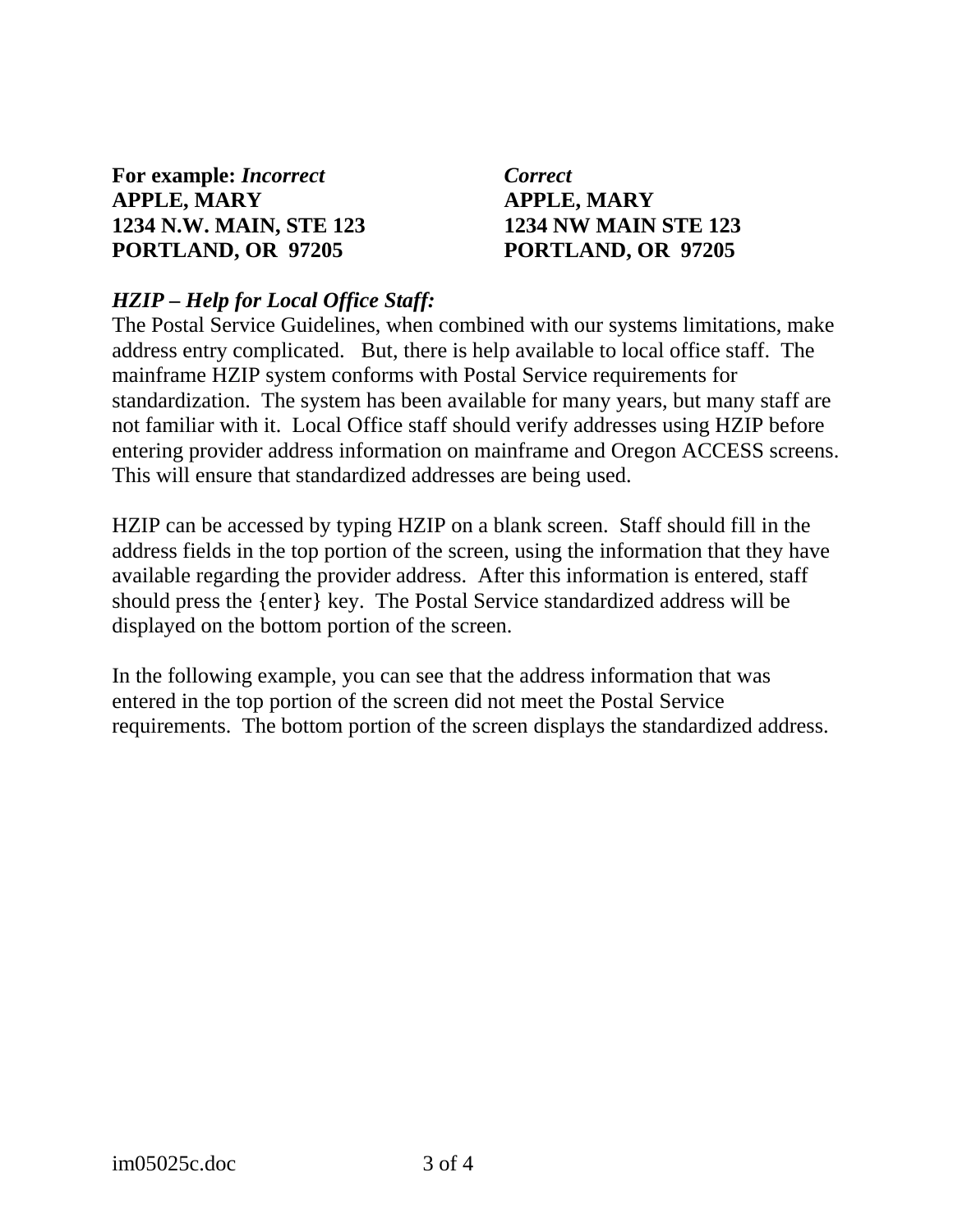| **For example:** ***Incorrect*** | ***Correct*** |
|---|---|
| **APPLE, MARY** | **APPLE, MARY** |
| **1234 N.W. MAIN, STE 123** | **1234 NW MAIN STE 123** |
| **PORTLAND, OR  97205** | **PORTLAND, OR  97205** |

***HZIP – Help for Local Office Staff:***

The Postal Service Guidelines, when combined with our systems limitations, make address entry complicated.   But, there is help available to local office staff.  The mainframe HZIP system conforms with Postal Service requirements for standardization.  The system has been available for many years, but many staff are not familiar with it.  Local Office staff should verify addresses using HZIP before entering provider address information on mainframe and Oregon ACCESS screens.  This will ensure that standardized addresses are being used.

HZIP can be accessed by typing HZIP on a blank screen.  Staff should fill in the address fields in the top portion of the screen, using the information that they have available regarding the provider address.  After this information is entered, staff should press the {enter} key.  The Postal Service standardized address will be displayed on the bottom portion of the screen.

In the following example, you can see that the address information that was entered in the top portion of the screen did not meet the Postal Service requirements.  The bottom portion of the screen displays the standardized address.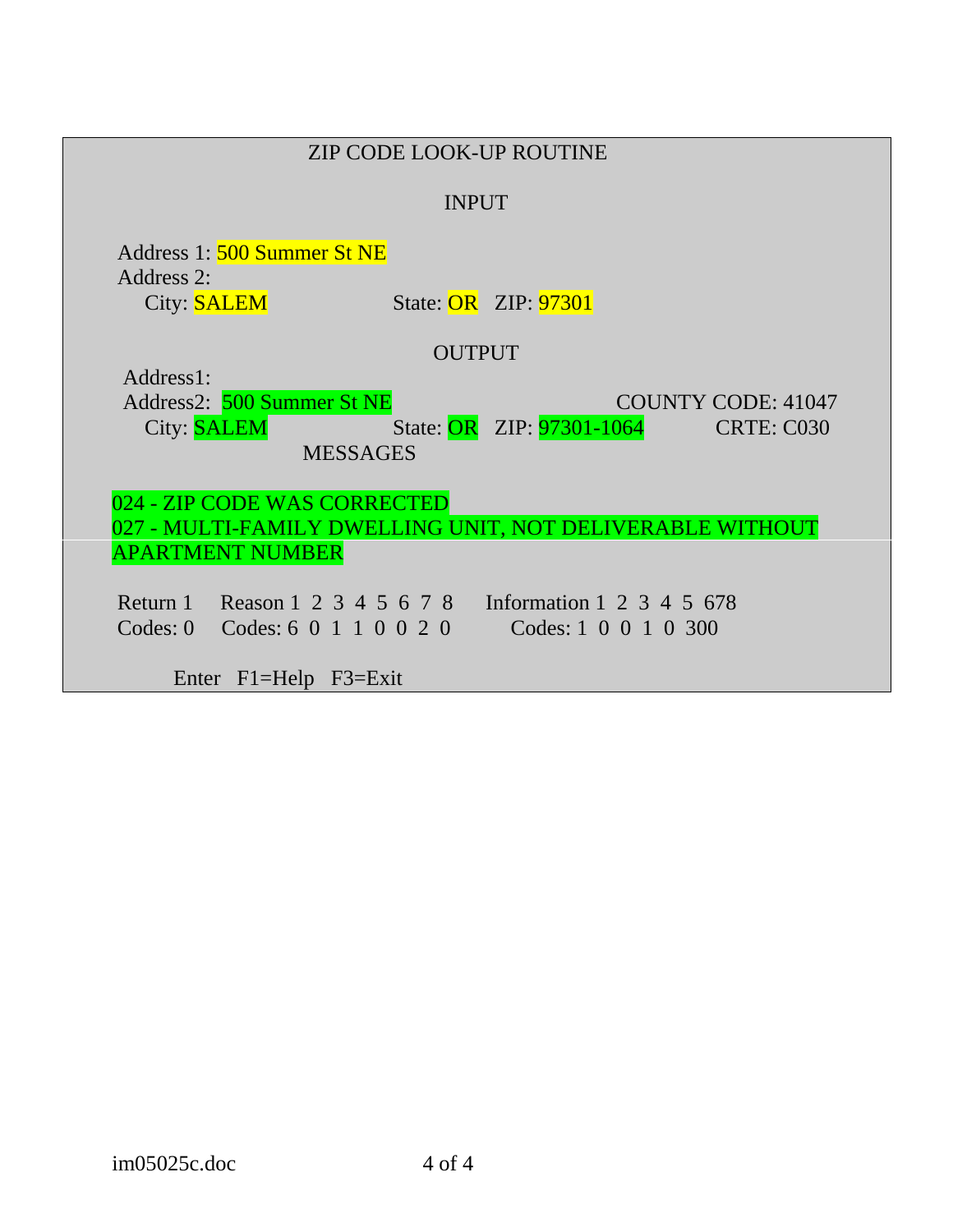ZIP CODE LOOK-UP ROUTINE

INPUT

Address 1: 500 Summer St NE
Address 2:
City: SALEM State: OR ZIP: 97301

OUTPUT

Address1:
Address2: 500 Summer St NE COUNTY CODE: 41047
City: SALEM State: OR ZIP: 97301-1064 CRTE: C030

MESSAGES

024 - ZIP CODE WAS CORRECTED
027 - MULTI-FAMILY DWELLING UNIT, NOT DELIVERABLE WITHOUT APARTMENT NUMBER

| Return 1 | Reason 1 2 3 4 5 6 7 8 | Information 1 2 3 4 5 678 |
|---|---|---|
| Codes: 0 | Codes: 6 0 1 1 0 0 2 0 | Codes: 1 0 0 1 0 300 |

Enter F1=Help F3=Exit